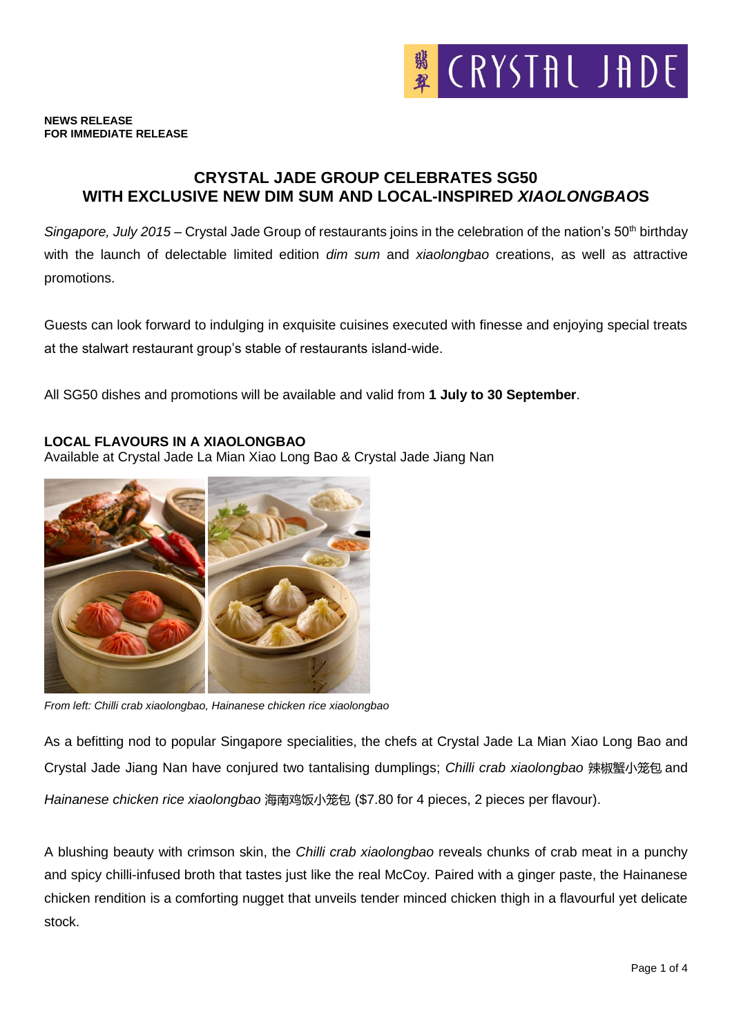**NEWS RELEASE**
**FOR IMMEDIATE RELEASE**

# CRYSTAL JADE GROUP CELEBRATES SG50 WITH EXCLUSIVE NEW DIM SUM AND LOCAL-INSPIRED *XIAOLONGBAO*S

*Singapore, July 2015* – Crystal Jade Group of restaurants joins in the celebration of the nation's 50th birthday with the launch of delectable limited edition *dim sum* and *xiaolongbao* creations, as well as attractive promotions.

Guests can look forward to indulging in exquisite cuisines executed with finesse and enjoying special treats at the stalwart restaurant group's stable of restaurants island-wide.

All SG50 dishes and promotions will be available and valid from **1 July to 30 September**.

## LOCAL FLAVOURS IN A XIAOLONGBAO

Available at Crystal Jade La Mian Xiao Long Bao & Crystal Jade Jiang Nan

*From left: Chilli crab xiaolongbao, Hainanese chicken rice xiaolongbao*

As a befitting nod to popular Singapore specialities, the chefs at Crystal Jade La Mian Xiao Long Bao and Crystal Jade Jiang Nan have conjured two tantalising dumplings; *Chilli crab xiaolongbao* 辣椒蟹小笼包 and *Hainanese chicken rice xiaolongbao* 海南鸡饭小笼包 ($7.80 for 4 pieces, 2 pieces per flavour).

A blushing beauty with crimson skin, the *Chilli crab xiaolongbao* reveals chunks of crab meat in a punchy and spicy chilli-infused broth that tastes just like the real McCoy. Paired with a ginger paste, the Hainanese chicken rendition is a comforting nugget that unveils tender minced chicken thigh in a flavourful yet delicate stock.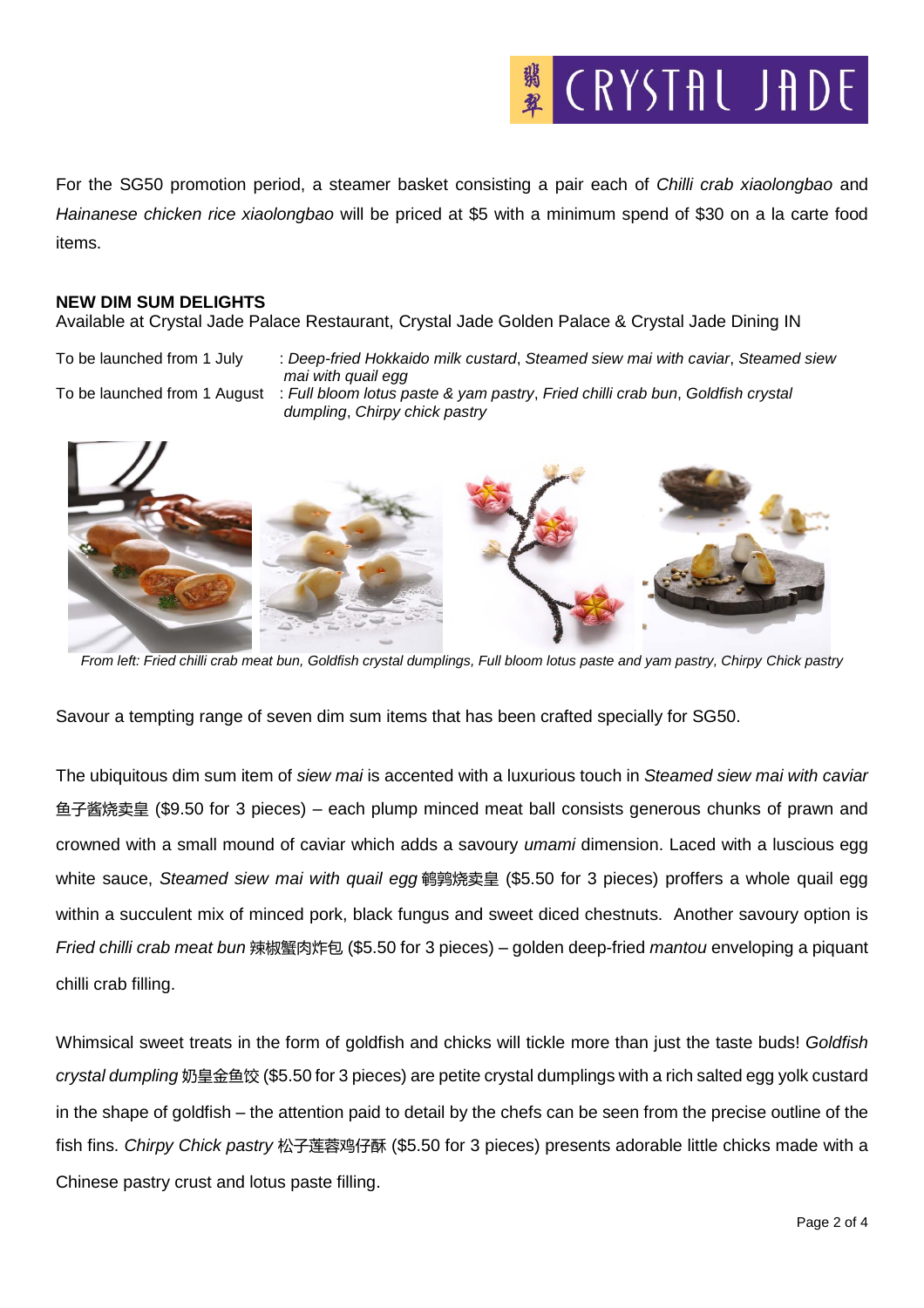For the SG50 promotion period, a steamer basket consisting a pair each of *Chilli crab xiaolongbao* and *Hainanese chicken rice xiaolongbao* will be priced at $5 with a minimum spend of $30 on a la carte food items.

**NEW DIM SUM DELIGHTS**
Available at Crystal Jade Palace Restaurant, Crystal Jade Golden Palace & Crystal Jade Dining IN

To be launched from 1 July : *Deep-fried Hokkaido milk custard*, *Steamed siew mai with caviar*, *Steamed siew mai with quail egg*
To be launched from 1 August : *Full bloom lotus paste & yam pastry*, *Fried chilli crab bun*, *Goldfish crystal dumpling*, *Chirpy chick pastry*

*From left: Fried chilli crab meat bun, Goldfish crystal dumplings, Full bloom lotus paste and yam pastry, Chirpy Chick pastry*

Savour a tempting range of seven dim sum items that has been crafted specially for SG50.

The ubiquitous dim sum item of *siew mai* is accented with a luxurious touch in *Steamed siew mai with caviar* 鱼子酱烧卖皇 ($9.50 for 3 pieces) – each plump minced meat ball consists generous chunks of prawn and crowned with a small mound of caviar which adds a savoury *umami* dimension. Laced with a luscious egg white sauce, *Steamed siew mai with quail egg* 鹌鹑烧卖皇 ($5.50 for 3 pieces) proffers a whole quail egg within a succulent mix of minced pork, black fungus and sweet diced chestnuts. Another savoury option is *Fried chilli crab meat bun* 辣椒蟹肉炸包 ($5.50 for 3 pieces) – golden deep-fried *mantou* enveloping a piquant chilli crab filling.

Whimsical sweet treats in the form of goldfish and chicks will tickle more than just the taste buds! *Goldfish crystal dumpling* 奶皇金鱼饺 ($5.50 for 3 pieces) are petite crystal dumplings with a rich salted egg yolk custard in the shape of goldfish – the attention paid to detail by the chefs can be seen from the precise outline of the fish fins. *Chirpy Chick pastry* 松子莲蓉鸡仔酥 ($5.50 for 3 pieces) presents adorable little chicks made with a Chinese pastry crust and lotus paste filling.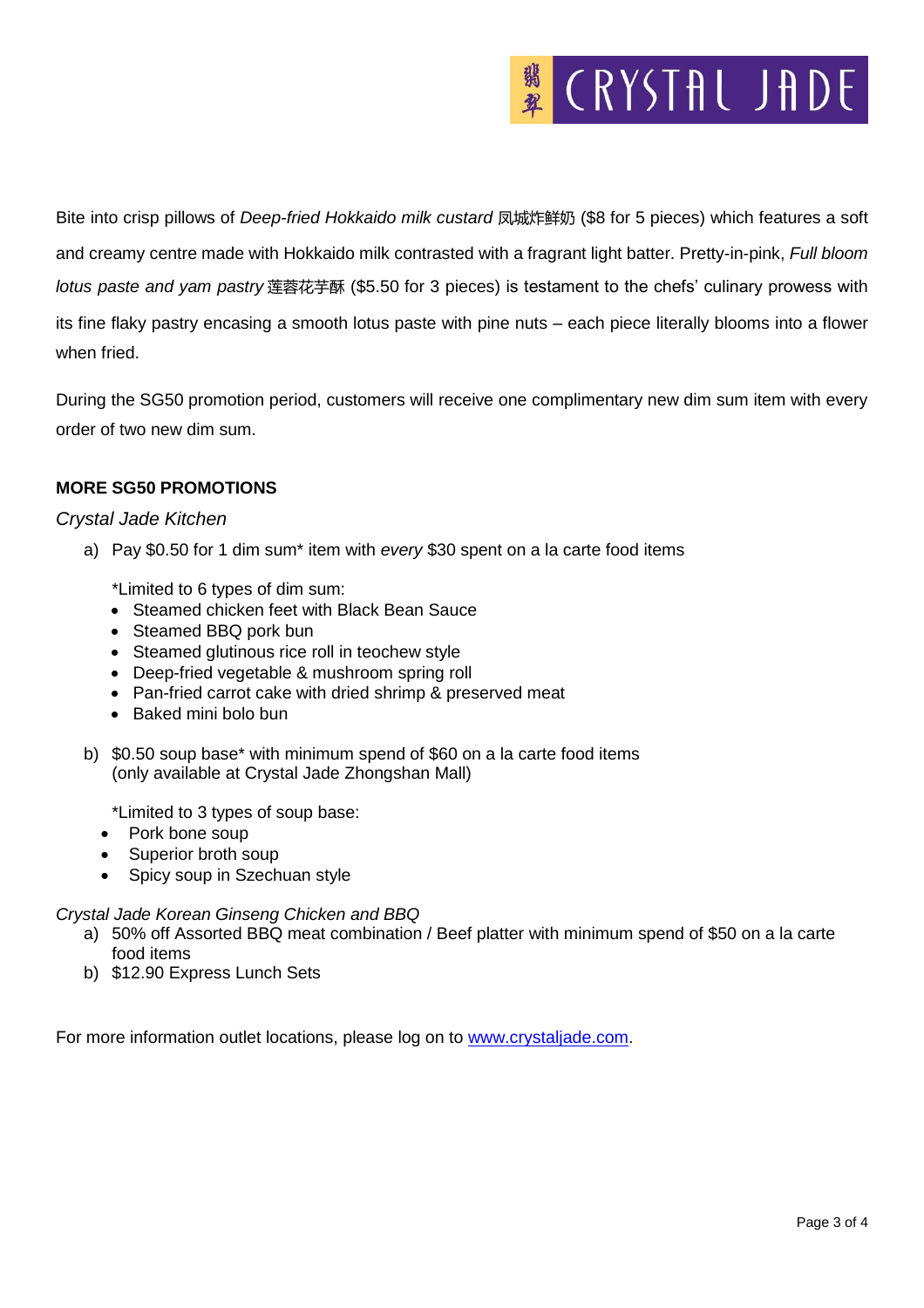Bite into crisp pillows of *Deep-fried Hokkaido milk custard* 凤城炸鲜奶 ($8 for 5 pieces) which features a soft and creamy centre made with Hokkaido milk contrasted with a fragrant light batter. Pretty-in-pink, *Full bloom lotus paste and yam pastry* 莲蓉花芋酥 ($5.50 for 3 pieces) is testament to the chefs' culinary prowess with its fine flaky pastry encasing a smooth lotus paste with pine nuts – each piece literally blooms into a flower when fried.

During the SG50 promotion period, customers will receive one complimentary new dim sum item with every order of two new dim sum.

**MORE SG50 PROMOTIONS**

*Crystal Jade Kitchen*

a) Pay $0.50 for 1 dim sum* item with *every* $30 spent on a la carte food items

   *Limited to 6 types of dim sum:
   - Steamed chicken feet with Black Bean Sauce
   - Steamed BBQ pork bun
   - Steamed glutinous rice roll in teochew style
   - Deep-fried vegetable & mushroom spring roll
   - Pan-fried carrot cake with dried shrimp & preserved meat
   - Baked mini bolo bun

b) $0.50 soup base* with minimum spend of $60 on a la carte food items (only available at Crystal Jade Zhongshan Mall)

   *Limited to 3 types of soup base:
   - Pork bone soup
   - Superior broth soup
   - Spicy soup in Szechuan style

*Crystal Jade Korean Ginseng Chicken and BBQ*

a) 50% off Assorted BBQ meat combination / Beef platter with minimum spend of $50 on a la carte food items
b) $12.90 Express Lunch Sets

For more information outlet locations, please log on to www.crystaljade.com.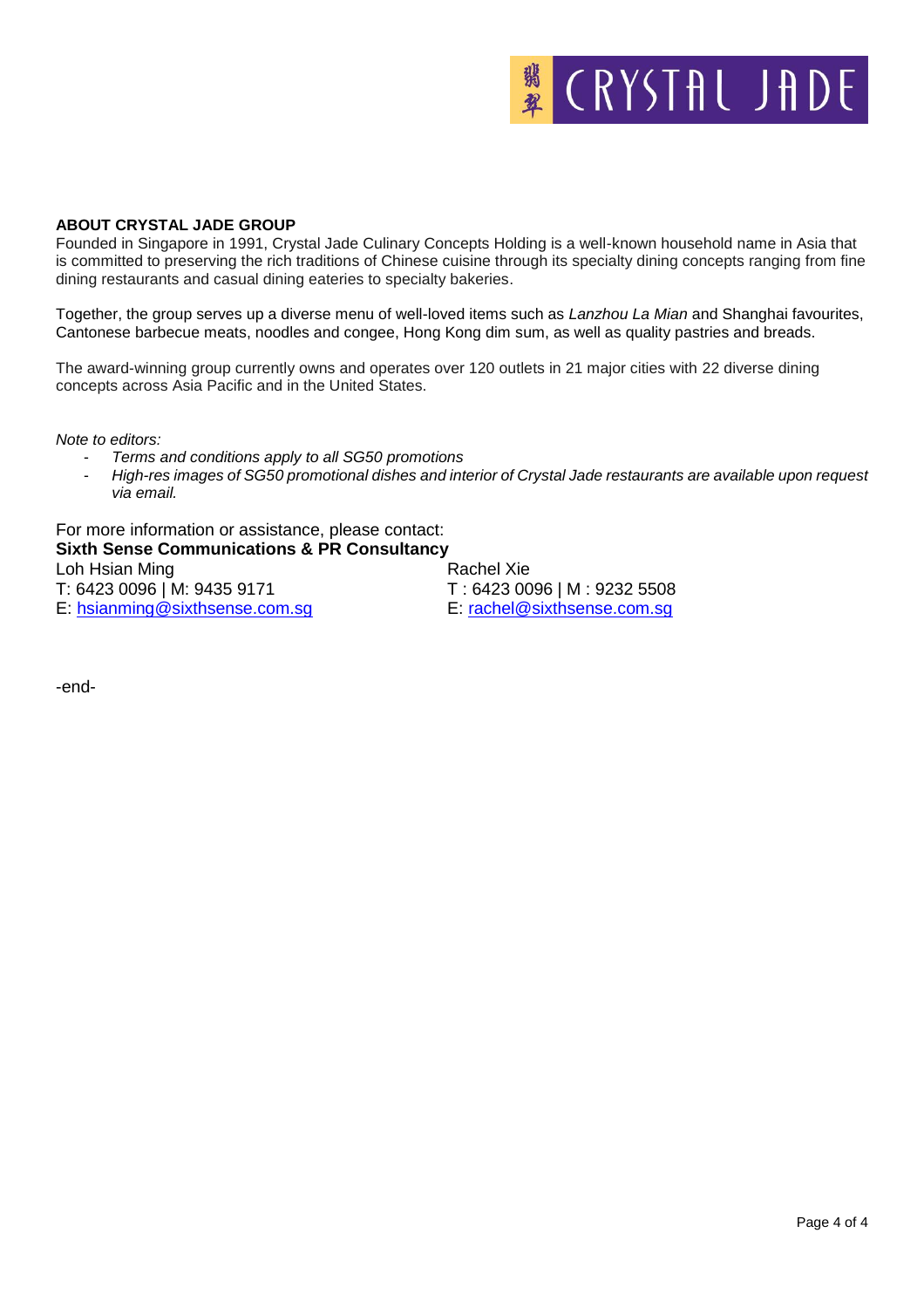## ABOUT CRYSTAL JADE GROUP

Founded in Singapore in 1991, Crystal Jade Culinary Concepts Holding is a well-known household name in Asia that is committed to preserving the rich traditions of Chinese cuisine through its specialty dining concepts ranging from fine dining restaurants and casual dining eateries to specialty bakeries.

Together, the group serves up a diverse menu of well-loved items such as *Lanzhou La Mian* and Shanghai favourites, Cantonese barbecue meats, noodles and congee, Hong Kong dim sum, as well as quality pastries and breads.

The award-winning group currently owns and operates over 120 outlets in 21 major cities with 22 diverse dining concepts across Asia Pacific and in the United States.

*Note to editors:*

- *Terms and conditions apply to all SG50 promotions*
- *High-res images of SG50 promotional dishes and interior of Crystal Jade restaurants are available upon request via email.*

For more information or assistance, please contact:
**Sixth Sense Communications & PR Consultancy**

Loh Hsian Ming
T: 6423 0096 | M: 9435 9171
E: hsianming@sixthsense.com.sg

Rachel Xie
T : 6423 0096 | M : 9232 5508
E: rachel@sixthsense.com.sg

-end-